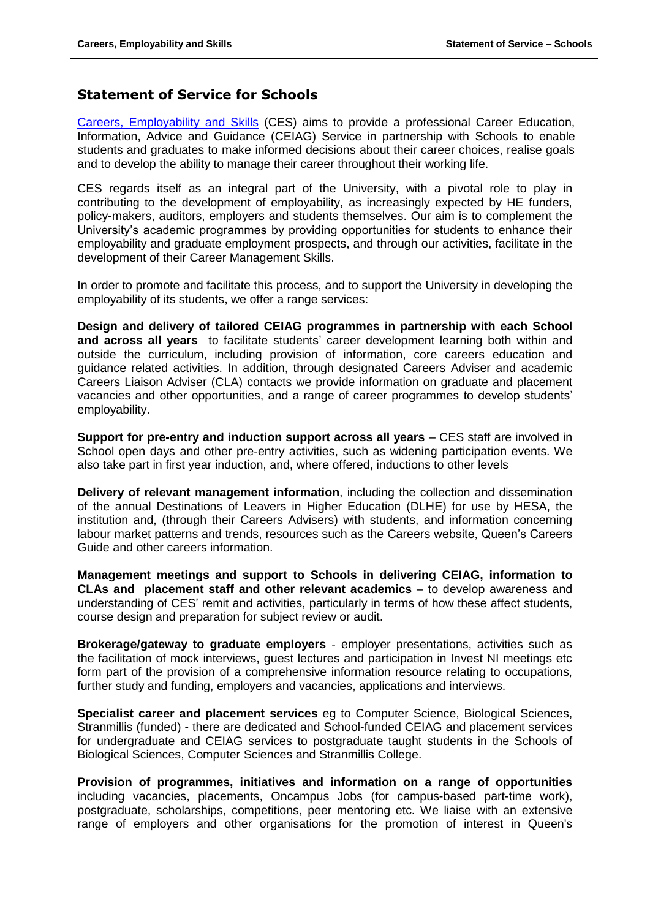## Statement of Service for Schools

[Careers, Employability and Skills](#) (CES) aims to provide a professional Career Education, Information, Advice and Guidance (CEIAG) Service in partnership with Schools to enable students and graduates to make informed decisions about their career choices, realise goals and to develop the ability to manage their career throughout their working life.

CES regards itself as an integral part of the University, with a pivotal role to play in contributing to the development of employability, as increasingly expected by HE funders, policy-makers, auditors, employers and students themselves. Our aim is to complement the University's academic programmes by providing opportunities for students to enhance their employability and graduate employment prospects, and through our activities, facilitate in the development of their Career Management Skills.

In order to promote and facilitate this process, and to support the University in developing the employability of its students, we offer a range services:

**Design and delivery of tailored CEIAG programmes in partnership with each School and across all years** to facilitate students' career development learning both within and outside the curriculum, including provision of information, core careers education and guidance related activities. In addition, through designated Careers Adviser and academic Careers Liaison Adviser (CLA) contacts we provide information on graduate and placement vacancies and other opportunities, and a range of career programmes to develop students' employability.

**Support for pre-entry and induction support across all years** – CES staff are involved in School open days and other pre-entry activities, such as widening participation events. We also take part in first year induction, and, where offered, inductions to other levels

**Delivery of relevant management information**, including the collection and dissemination of the annual Destinations of Leavers in Higher Education (DLHE) for use by HESA, the institution and, (through their Careers Advisers) with students, and information concerning labour market patterns and trends, resources such as the Careers website, Queen's Careers Guide and other careers information.

**Management meetings and support to Schools in delivering CEIAG, information to CLAs and placement staff and other relevant academics** – to develop awareness and understanding of CES' remit and activities, particularly in terms of how these affect students, course design and preparation for subject review or audit.

**Brokerage/gateway to graduate employers** - employer presentations, activities such as the facilitation of mock interviews, guest lectures and participation in Invest NI meetings etc form part of the provision of a comprehensive information resource relating to occupations, further study and funding, employers and vacancies, applications and interviews.

**Specialist career and placement services** eg to Computer Science, Biological Sciences, Stranmillis (funded) - there are dedicated and School-funded CEIAG and placement services for undergraduate and CEIAG services to postgraduate taught students in the Schools of Biological Sciences, Computer Sciences and Stranmillis College.

**Provision of programmes, initiatives and information on a range of opportunities** including vacancies, placements, Oncampus Jobs (for campus-based part-time work), postgraduate, scholarships, competitions, peer mentoring etc. We liaise with an extensive range of employers and other organisations for the promotion of interest in Queen's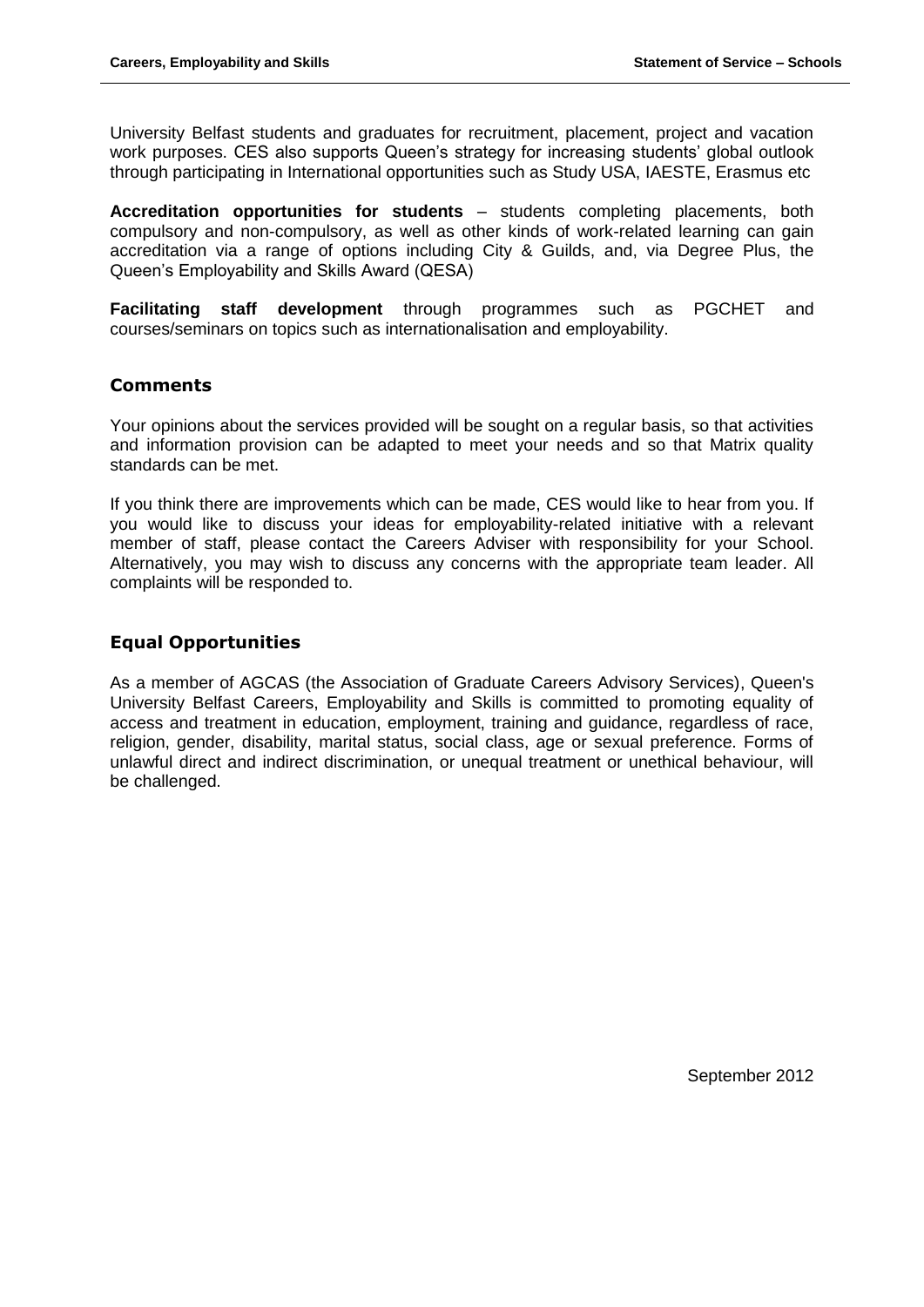University Belfast students and graduates for recruitment, placement, project and vacation work purposes. CES also supports Queen's strategy for increasing students' global outlook through participating in International opportunities such as Study USA, IAESTE, Erasmus etc

**Accreditation opportunities for students** – students completing placements, both compulsory and non-compulsory, as well as other kinds of work-related learning can gain accreditation via a range of options including City & Guilds, and, via Degree Plus, the Queen's Employability and Skills Award (QESA)

**Facilitating staff development** through programmes such as PGCHET and courses/seminars on topics such as internationalisation and employability.

## Comments

Your opinions about the services provided will be sought on a regular basis, so that activities and information provision can be adapted to meet your needs and so that Matrix quality standards can be met.

If you think there are improvements which can be made, CES would like to hear from you. If you would like to discuss your ideas for employability-related initiative with a relevant member of staff, please contact the Careers Adviser with responsibility for your School. Alternatively, you may wish to discuss any concerns with the appropriate team leader. All complaints will be responded to.

## Equal Opportunities

As a member of AGCAS (the Association of Graduate Careers Advisory Services), Queen's University Belfast Careers, Employability and Skills is committed to promoting equality of access and treatment in education, employment, training and guidance, regardless of race, religion, gender, disability, marital status, social class, age or sexual preference. Forms of unlawful direct and indirect discrimination, or unequal treatment or unethical behaviour, will be challenged.

September 2012